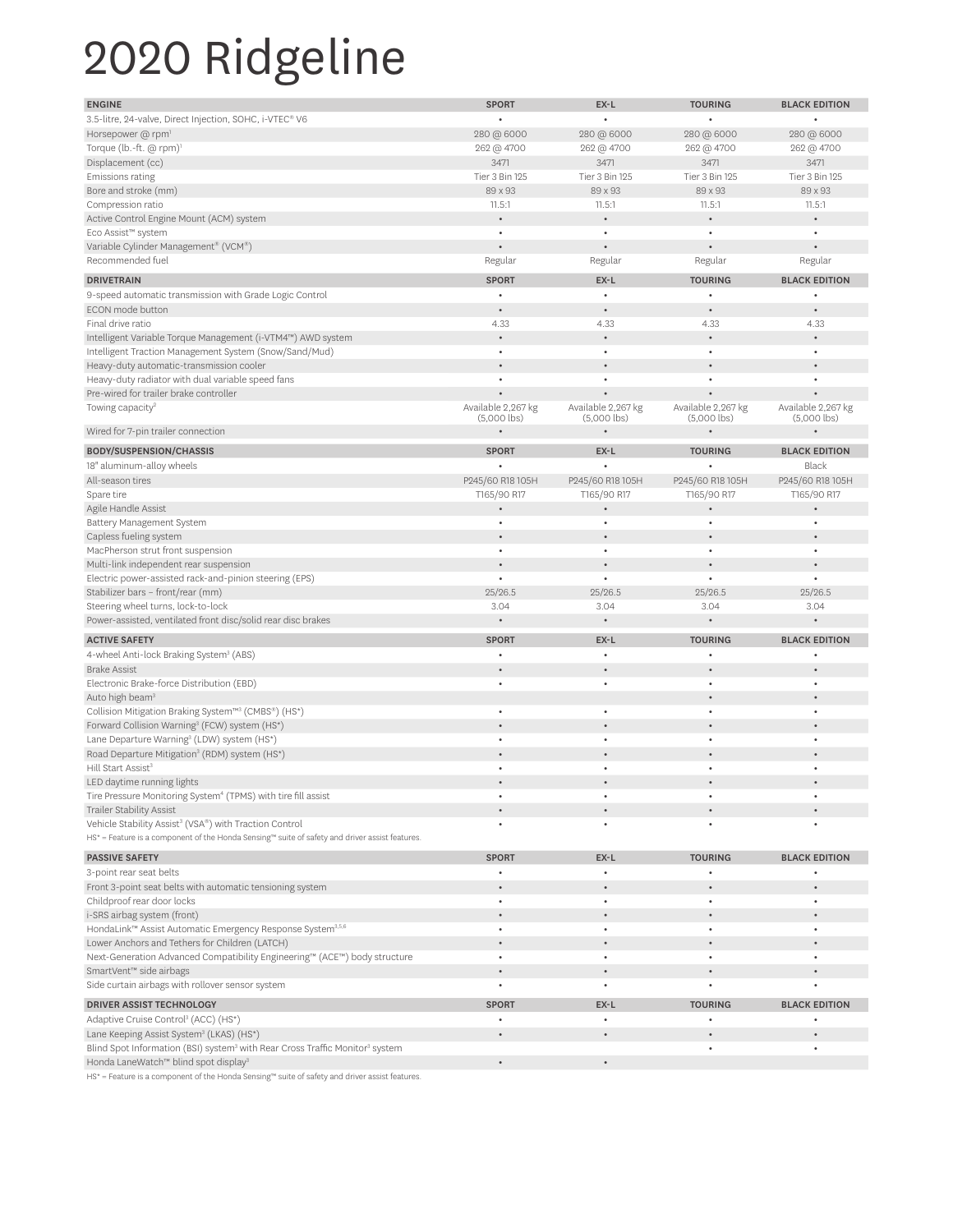# 2020 Ridgeline

| ENGINE | SPORT | EX-L | TOURING | BLACK EDITION |
|---|---|---|---|---|
| 3.5-litre, 24-valve, Direct Injection, SOHC, i-VTEC® V6 | • | • | • | • |
| Horsepower @ rpm[1] | 280 @ 6000 | 280 @ 6000 | 280 @ 6000 | 280 @ 6000 |
| Torque (lb.-ft. @ rpm)[1] | 262 @ 4700 | 262 @ 4700 | 262 @ 4700 | 262 @ 4700 |
| Displacement (cc) | 3471 | 3471 | 3471 | 3471 |
| Emissions rating | Tier 3 Bin 125 | Tier 3 Bin 125 | Tier 3 Bin 125 | Tier 3 Bin 125 |
| Bore and stroke (mm) | 89 x 93 | 89 x 93 | 89 x 93 | 89 x 93 |
| Compression ratio | 11.5:1 | 11.5:1 | 11.5:1 | 11.5:1 |
| Active Control Engine Mount (ACM) system | • | • | • | • |
| Eco Assist™ system | • | • | • | • |
| Variable Cylinder Management® (VCM®) | • | • | • | • |
| Recommended fuel | Regular | Regular | Regular | Regular |

| DRIVETRAIN | SPORT | EX-L | TOURING | BLACK EDITION |
|---|---|---|---|---|
| 9-speed automatic transmission with Grade Logic Control | • | • | • | • |
| ECON mode button | • | • | • | • |
| Final drive ratio | 4.33 | 4.33 | 4.33 | 4.33 |
| Intelligent Variable Torque Management (i-VTM4™) AWD system | • | • | • | • |
| Intelligent Traction Management System (Snow/Sand/Mud) | • | • | • | • |
| Heavy-duty automatic-transmission cooler | • | • | • | • |
| Heavy-duty radiator with dual variable speed fans | • | • | • | • |
| Pre-wired for trailer brake controller | • | • | • | • |
| Towing capacity[2] | Available 2,267 kg (5,000 lbs) | Available 2,267 kg (5,000 lbs) | Available 2,267 kg (5,000 lbs) | Available 2,267 kg (5,000 lbs) |
| Wired for 7-pin trailer connection | • | • | • | • |

| BODY/SUSPENSION/CHASSIS | SPORT | EX-L | TOURING | BLACK EDITION |
|---|---|---|---|---|
| 18" aluminum-alloy wheels | • | • | • | Black |
| All-season tires | P245/60 R18 105H | P245/60 R18 105H | P245/60 R18 105H | P245/60 R18 105H |
| Spare tire | T165/90 R17 | T165/90 R17 | T165/90 R17 | T165/90 R17 |
| Agile Handle Assist | • | • | • | • |
| Battery Management System | • | • | • | • |
| Capless fueling system | • | • | • | • |
| MacPherson strut front suspension | • | • | • | • |
| Multi-link independent rear suspension | • | • | • | • |
| Electric power-assisted rack-and-pinion steering (EPS) | • | • | • | • |
| Stabilizer bars – front/rear (mm) | 25/26.5 | 25/26.5 | 25/26.5 | 25/26.5 |
| Steering wheel turns, lock-to-lock | 3.04 | 3.04 | 3.04 | 3.04 |
| Power-assisted, ventilated front disc/solid rear disc brakes | • | • | • | • |

| ACTIVE SAFETY | SPORT | EX-L | TOURING | BLACK EDITION |
|---|---|---|---|---|
| 4-wheel Anti-lock Braking System[3] (ABS) | • | • | • | • |
| Brake Assist | • | • | • | • |
| Electronic Brake-force Distribution (EBD) | • | • | • | • |
| Auto high beam[3] | | | • | • |
| Collision Mitigation Braking System™[3] (CMBS®) (HS*) | • | • | • | • |
| Forward Collision Warning[3] (FCW) system (HS*) | • | • | • | • |
| Lane Departure Warning[3] (LDW) system (HS*) | • | • | • | • |
| Road Departure Mitigation[3] (RDM) system (HS*) | • | • | • | • |
| Hill Start Assist[3] | • | • | • | • |
| LED daytime running lights | • | • | • | • |
| Tire Pressure Monitoring System[4] (TPMS) with tire fill assist | • | • | • | • |
| Trailer Stability Assist | • | • | • | • |
| Vehicle Stability Assist[3] (VSA®) with Traction Control | • | • | • | • |

HS* = Feature is a component of the Honda Sensing™ suite of safety and driver assist features.

| PASSIVE SAFETY | SPORT | EX-L | TOURING | BLACK EDITION |
|---|---|---|---|---|
| 3-point rear seat belts | • | • | • | • |
| Front 3-point seat belts with automatic tensioning system | • | • | • | • |
| Childproof rear door locks | • | • | • | • |
| i-SRS airbag system (front) | • | • | • | • |
| HondaLink™ Assist Automatic Emergency Response System[3,5,6] | • | • | • | • |
| Lower Anchors and Tethers for Children (LATCH) | • | • | • | • |
| Next-Generation Advanced Compatibility Engineering™ (ACE™) body structure | • | • | • | • |
| SmartVent™ side airbags | • | • | • | • |
| Side curtain airbags with rollover sensor system | • | • | • | • |

| DRIVER ASSIST TECHNOLOGY | SPORT | EX-L | TOURING | BLACK EDITION |
|---|---|---|---|---|
| Adaptive Cruise Control[3] (ACC) (HS*) | • | • | • | • |
| Lane Keeping Assist System[3] (LKAS) (HS*) | • | • | • | • |
| Blind Spot Information (BSI) system[3] with Rear Cross Traffic Monitor[3] system | | | • | • |
| Honda LaneWatch™ blind spot display[3] | • | • | | |

HS* = Feature is a component of the Honda Sensing™ suite of safety and driver assist features.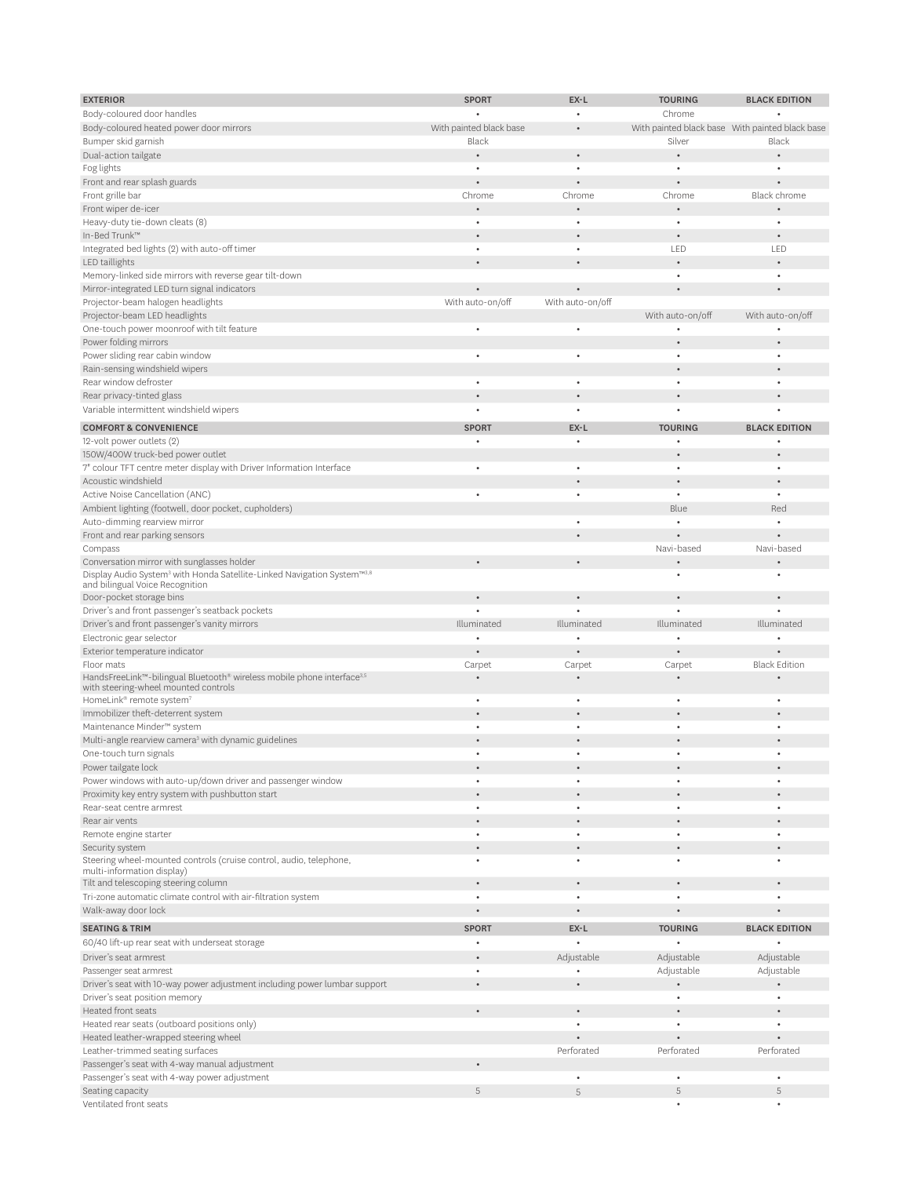| EXTERIOR | SPORT | EX-L | TOURING | BLACK EDITION |
|---|---|---|---|---|
| Body-coloured door handles | • | • | Chrome | • |
| Body-coloured heated power door mirrors | With painted black base | • | With painted black base | With painted black base |
| Bumper skid garnish | Black | | Silver | Black |
| Dual-action tailgate | • | • | • | • |
| Fog lights | • | • | • | • |
| Front and rear splash guards | • | • | • | • |
| Front grille bar | Chrome | Chrome | Chrome | Black chrome |
| Front wiper de-icer | • | • | • | • |
| Heavy-duty tie-down cleats (8) | • | • | • | • |
| In-Bed Trunk™ | • | • | • | • |
| Integrated bed lights (2) with auto-off timer | • | • | LED | LED |
| LED taillights | • | • | • | • |
| Memory-linked side mirrors with reverse gear tilt-down | | | • | • |
| Mirror-integrated LED turn signal indicators | • | • | • | • |
| Projector-beam halogen headlights | With auto-on/off | With auto-on/off | | |
| Projector-beam LED headlights | | | With auto-on/off | With auto-on/off |
| One-touch power moonroof with tilt feature | • | • | • | • |
| Power folding mirrors | | | • | • |
| Power sliding rear cabin window | • | • | • | • |
| Rain-sensing windshield wipers | | | • | • |
| Rear window defroster | • | • | • | • |
| Rear privacy-tinted glass | • | • | • | • |
| Variable intermittent windshield wipers | • | • | • | • |

| COMFORT & CONVENIENCE | SPORT | EX-L | TOURING | BLACK EDITION |
|---|---|---|---|---|
| 12-volt power outlets (2) | • | • | • | • |
| 150W/400W truck-bed power outlet | | | • | • |
| 7" colour TFT centre meter display with Driver Information Interface | • | • | • | • |
| Acoustic windshield | | • | • | • |
| Active Noise Cancellation (ANC) | • | • | • | • |
| Ambient lighting (footwell, door pocket, cupholders) | | | Blue | Red |
| Auto-dimming rearview mirror | | • | • | • |
| Front and rear parking sensors | | • | • | • |
| Compass | | | Navi-based | Navi-based |
| Conversation mirror with sunglasses holder | • | • | • | • |
| Display Audio System[3] with Honda Satellite-Linked Navigation System™[3,8] and bilingual Voice Recognition | | | • | • |
| Door-pocket storage bins | • | • | • | • |
| Driver's and front passenger's seatback pockets | • | • | • | • |
| Driver's and front passenger's vanity mirrors | Illuminated | Illuminated | Illuminated | Illuminated |
| Electronic gear selector | • | • | • | • |
| Exterior temperature indicator | • | • | • | • |
| Floor mats | Carpet | Carpet | Carpet | Black Edition |
| HandsFreeLink™-bilingual Bluetooth® wireless mobile phone interface[3,5] with steering-wheel mounted controls | • | • | • | • |
| HomeLink® remote system[7] | • | • | • | • |
| Immobilizer theft-deterrent system | • | • | • | • |
| Maintenance Minder™ system | • | • | • | • |
| Multi-angle rearview camera[3] with dynamic guidelines | • | • | • | • |
| One-touch turn signals | • | • | • | • |
| Power tailgate lock | • | • | • | • |
| Power windows with auto-up/down driver and passenger window | • | • | • | • |
| Proximity key entry system with pushbutton start | • | • | • | • |
| Rear-seat centre armrest | • | • | • | • |
| Rear air vents | • | • | • | • |
| Remote engine starter | • | • | • | • |
| Security system | • | • | • | • |
| Steering wheel-mounted controls (cruise control, audio, telephone, multi-information display) | • | • | • | • |
| Tilt and telescoping steering column | • | • | • | • |
| Tri-zone automatic climate control with air-filtration system | • | • | • | • |
| Walk-away door lock | • | • | • | • |

| SEATING & TRIM | SPORT | EX-L | TOURING | BLACK EDITION |
|---|---|---|---|---|
| 60/40 lift-up rear seat with underseat storage | • | • | • | • |
| Driver's seat armrest | • | Adjustable | Adjustable | Adjustable |
| Passenger seat armrest | • | • | Adjustable | Adjustable |
| Driver's seat with 10-way power adjustment including power lumbar support | • | • | • | • |
| Driver's seat position memory | | | • | • |
| Heated front seats | • | • | • | • |
| Heated rear seats (outboard positions only) | | • | • | • |
| Heated leather-wrapped steering wheel | | • | • | • |
| Leather-trimmed seating surfaces | | Perforated | Perforated | Perforated |
| Passenger's seat with 4-way manual adjustment | • | | | |
| Passenger's seat with 4-way power adjustment | | • | • | • |
| Seating capacity | 5 | 5 | 5 | 5 |
| Ventilated front seats | | | • | • |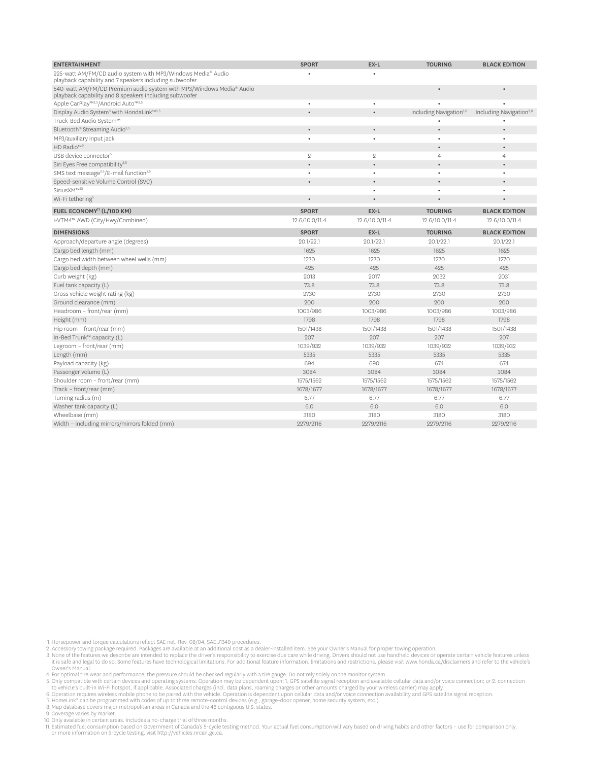| ENTERTAINMENT | SPORT | EX-L | TOURING | BLACK EDITION |
|---|---|---|---|---|
| 225-watt AM/FM/CD audio system with MP3/Windows Media® Audio playback capability and 7 speakers including subwoofer | • | • | | |
| 540-watt AM/FM/CD Premium audio system with MP3/Windows Media® Audio playback capability and 8 speakers including subwoofer | | | • | • |
| Apple CarPlay™[3,5]/Android Auto™[3,5] | • | • | • | • |
| Display Audio System[3] with HondaLink™[3,5] | • | • | Including Navigation[3,8] | Including Navigation[3,8] |
| Truck-Bed Audio System™ | | | • | • |
| Bluetooth® Streaming Audio[3,5] | • | • | • | • |
| MP3/auxiliary input jack | • | • | • | • |
| HD Radio™[9] | | | • | • |
| USB device connector[5] | 2 | 2 | 4 | 4 |
| Siri Eyes Free compatibility[3,5] | • | • | • | • |
| SMS text message[3,5]/E-mail function[3,5] | • | • | • | • |
| Speed-sensitive Volume Control (SVC) | • | • | • | • |
| SiriusXM™[10] | | • | • | • |
| Wi-Fi tethering[5] | • | • | • | • |

| FUEL ECONOMY[11] (L/100 KM) | SPORT | EX-L | TOURING | BLACK EDITION |
|---|---|---|---|---|
| i-VTM4™ AWD (City/Hwy/Combined) | 12.6/10.0/11.4 | 12.6/10.0/11.4 | 12.6/10.0/11.4 | 12.6/10.0/11.4 |

| DIMENSIONS | SPORT | EX-L | TOURING | BLACK EDITION |
|---|---|---|---|---|
| Approach/departure angle (degrees) | 20.1/22.1 | 20.1/22.1 | 20.1/22.1 | 20.1/22.1 |
| Cargo bed length (mm) | 1625 | 1625 | 1625 | 1625 |
| Cargo bed width between wheel wells (mm) | 1270 | 1270 | 1270 | 1270 |
| Cargo bed depth (mm) | 425 | 425 | 425 | 425 |
| Curb weight (kg) | 2013 | 2017 | 2032 | 2031 |
| Fuel tank capacity (L) | 73.8 | 73.8 | 73.8 | 73.8 |
| Gross vehicle weight rating (kg) | 2730 | 2730 | 2730 | 2730 |
| Ground clearance (mm) | 200 | 200 | 200 | 200 |
| Headroom – front/rear (mm) | 1003/986 | 1003/986 | 1003/986 | 1003/986 |
| Height (mm) | 1798 | 1798 | 1798 | 1798 |
| Hip room – front/rear (mm) | 1501/1438 | 1501/1438 | 1501/1438 | 1501/1438 |
| In-Bed Trunk™ capacity (L) | 207 | 207 | 207 | 207 |
| Legroom – front/rear (mm) | 1039/932 | 1039/932 | 1039/932 | 1039/932 |
| Length (mm) | 5335 | 5335 | 5335 | 5335 |
| Payload capacity (kg) | 694 | 690 | 674 | 674 |
| Passenger volume (L) | 3084 | 3084 | 3084 | 3084 |
| Shoulder room – front/rear (mm) | 1575/1562 | 1575/1562 | 1575/1562 | 1575/1562 |
| Track – front/rear (mm) | 1678/1677 | 1678/1677 | 1678/1677 | 1678/1677 |
| Turning radius (m) | 6.77 | 6.77 | 6.77 | 6.77 |
| Washer tank capacity (L) | 6.0 | 6.0 | 6.0 | 6.0 |
| Wheelbase (mm) | 3180 | 3180 | 3180 | 3180 |
| Width – including mirrors/mirrors folded (mm) | 2279/2116 | 2279/2116 | 2279/2116 | 2279/2116 |

1. Horsepower and torque calculations reflect SAE net, Rev. 08/04, SAE J1349 procedures.
2. Accessory towing package required. Packages are available at an additional cost as a dealer-installed item. See your Owner's Manual for proper towing operation.
3. None of the features we describe are intended to replace the driver's responsibility to exercise due care while driving. Drivers should not use handheld devices or operate certain vehicle features unless it is safe and legal to do so. Some features have technological limitations. For additional feature information, limitations and restrictions, please visit www.honda.ca/disclaimers and refer to the vehicle's Owner's Manual.
4. For optimal tire wear and performance, the pressure should be checked regularly with a tire gauge. Do not rely solely on the monitor system.
5. Only compatible with certain devices and operating systems. Operation may be dependent upon: 1. GPS satellite signal reception and available cellular data and/or voice connection; or 2. connection to vehicle's built-in Wi-Fi hotspot, if applicable. Associated charges (incl. data plans, roaming charges or other amounts charged by your wireless carrier) may apply.
6. Operation requires wireless mobile phone to be paired with the vehicle. Operation is dependent upon cellular data and/or voice connection availability and GPS satellite signal reception.
7. HomeLink® can be programmed with codes of up to three remote-control devices (e.g., garage-door opener, home security system, etc.).
8. Map database covers major metropolitan areas in Canada and the 48 contiguous U.S. states.
9. Coverage varies by market.
10. Only available in certain areas. Includes a no-charge trial of three months.
11. Estimated fuel consumption based on Government of Canada's 5-cycle testing method. Your actual fuel consumption will vary based on driving habits and other factors – use for comparison only. or more information on 5-cycle testing, visit http://vehicles.nrcan.gc.ca.